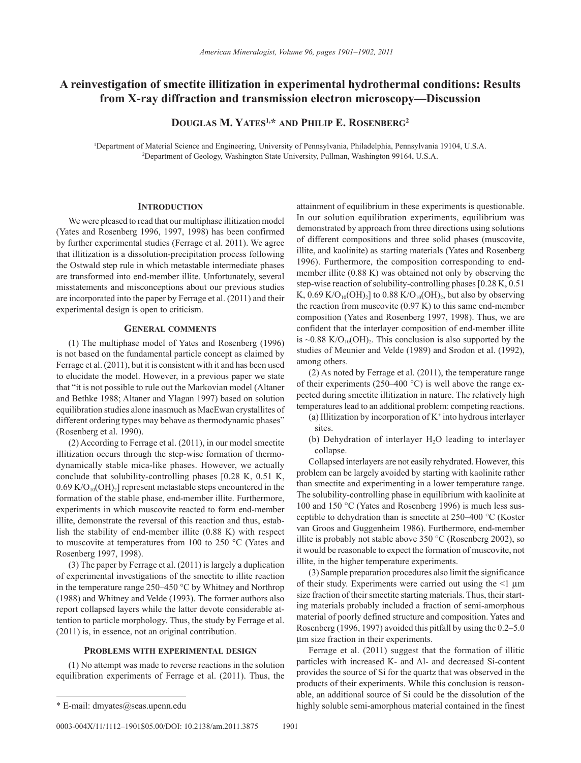# A reinvestigation of smectite illitization in experimental hydrothermal conditions: Results from X-ray diffraction and transmission electron microscopy—Discussion

**Douglas M. Yates[1,*] and Philip E. Rosenberg[2]**

[1]Department of Material Science and Engineering, University of Pennsylvania, Philadelphia, Pennsylvania 19104, U.S.A.
[2]Department of Geology, Washington State University, Pullman, Washington 99164, U.S.A.

## Introduction

We were pleased to read that our multiphase illitization model (Yates and Rosenberg 1996, 1997, 1998) has been confirmed by further experimental studies (Ferrage et al. 2011). We agree that illitization is a dissolution-precipitation process following the Ostwald step rule in which metastable intermediate phases are transformed into end-member illite. Unfortunately, several misstatements and misconceptions about our previous studies are incorporated into the paper by Ferrage et al. (2011) and their experimental design is open to criticism.

## General comments

(1) The multiphase model of Yates and Rosenberg (1996) is not based on the fundamental particle concept as claimed by Ferrage et al. (2011), but it is consistent with it and has been used to elucidate the model. However, in a previous paper we state that "it is not possible to rule out the Markovian model (Altaner and Bethke 1988; Altaner and Ylagan 1997) based on solution equilibration studies alone inasmuch as MacEwan crystallites of different ordering types may behave as thermodynamic phases" (Rosenberg et al. 1990).

(2) According to Ferrage et al. (2011), in our model smectite illitization occurs through the step-wise formation of thermodynamically stable mica-like phases. However, we actually conclude that solubility-controlling phases [0.28 K, 0.51 K, 0.69 $K/O_{10}(OH)_2$] represent metastable steps encountered in the formation of the stable phase, end-member illite. Furthermore, experiments in which muscovite reacted to form end-member illite, demonstrate the reversal of this reaction and thus, establish the stability of end-member illite (0.88 K) with respect to muscovite at temperatures from 100 to 250 °C (Yates and Rosenberg 1997, 1998).

(3) The paper by Ferrage et al. (2011) is largely a duplication of experimental investigations of the smectite to illite reaction in the temperature range 250–450 °C by Whitney and Northrop (1988) and Whitney and Velde (1993). The former authors also report collapsed layers while the latter devote considerable attention to particle morphology. Thus, the study by Ferrage et al. (2011) is, in essence, not an original contribution.

## Problems with experimental design

(1) No attempt was made to reverse reactions in the solution equilibration experiments of Ferrage et al. (2011). Thus, the attainment of equilibrium in these experiments is questionable. In our solution equilibration experiments, equilibrium was demonstrated by approach from three directions using solutions of different compositions and three solid phases (muscovite, illite, and kaolinite) as starting materials (Yates and Rosenberg 1996). Furthermore, the composition corresponding to end-member illite (0.88 K) was obtained not only by observing the step-wise reaction of solubility-controlling phases [0.28 K, 0.51 K, 0.69 $K/O_{10}(OH)_2$] to 0.88 $K/O_{10}(OH)_2$, but also by observing the reaction from muscovite (0.97 K) to this same end-member composition (Yates and Rosenberg 1997, 1998). Thus, we are confident that the interlayer composition of end-member illite is ~0.88 $K/O_{10}(OH)_2$. This conclusion is also supported by the studies of Meunier and Velde (1989) and Srodon et al. (1992), among others.

(2) As noted by Ferrage et al. (2011), the temperature range of their experiments (250–400 °C) is well above the range expected during smectite illitization in nature. The relatively high temperatures lead to an additional problem: competing reactions.

(a) Illitization by incorporation of $K^+$ into hydrous interlayer sites.

(b) Dehydration of interlayer $H_2O$ leading to interlayer collapse.

Collapsed interlayers are not easily rehydrated. However, this problem can be largely avoided by starting with kaolinite rather than smectite and experimenting in a lower temperature range. The solubility-controlling phase in equilibrium with kaolinite at 100 and 150 °C (Yates and Rosenberg 1996) is much less susceptible to dehydration than is smectite at 250–400 °C (Koster van Groos and Guggenheim 1986). Furthermore, end-member illite is probably not stable above 350 °C (Rosenberg 2002), so it would be reasonable to expect the formation of muscovite, not illite, in the higher temperature experiments.

(3) Sample preparation procedures also limit the significance of their study. Experiments were carried out using the <1 μm size fraction of their smectite starting materials. Thus, their starting materials probably included a fraction of semi-amorphous material of poorly defined structure and composition. Yates and Rosenberg (1996, 1997) avoided this pitfall by using the 0.2–5.0 μm size fraction in their experiments.

Ferrage et al. (2011) suggest that the formation of illitic particles with increased K- and Al- and decreased Si-content provides the source of Si for the quartz that was observed in the products of their experiments. While this conclusion is reasonable, an additional source of Si could be the dissolution of the highly soluble semi-amorphous material contained in the finest

---

\* E-mail: dmyates@seas.upenn.edu

0003-004X/11/1112–1901$05.00/DOI: 10.2138/am.2011.3875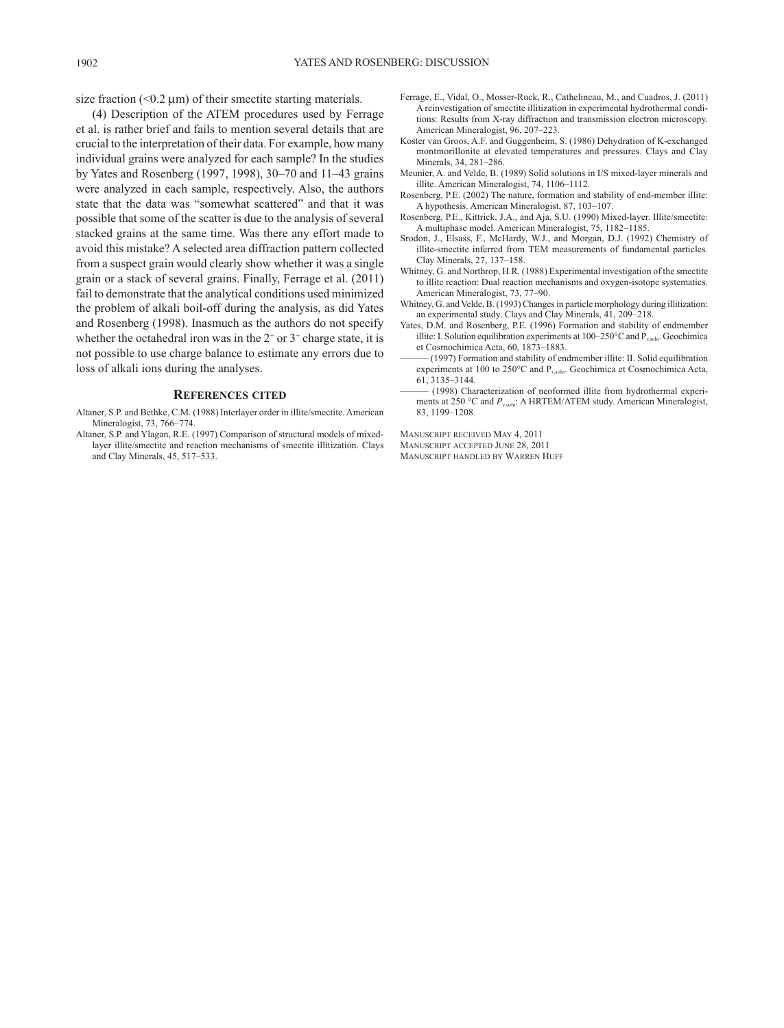size fraction (<0.2 μm) of their smectite starting materials.

(4) Description of the ATEM procedures used by Ferrage et al. is rather brief and fails to mention several details that are crucial to the interpretation of their data. For example, how many individual grains were analyzed for each sample? In the studies by Yates and Rosenberg (1997, 1998), 30–70 and 11–43 grains were analyzed in each sample, respectively. Also, the authors state that the data was "somewhat scattered" and that it was possible that some of the scatter is due to the analysis of several stacked grains at the same time. Was there any effort made to avoid this mistake? A selected area diffraction pattern collected from a suspect grain would clearly show whether it was a single grain or a stack of several grains. Finally, Ferrage et al. (2011) fail to demonstrate that the analytical conditions used minimized the problem of alkali boil-off during the analysis, as did Yates and Rosenberg (1998). Inasmuch as the authors do not specify whether the octahedral iron was in the $2^+$ or $3^+$ charge state, it is not possible to use charge balance to estimate any errors due to loss of alkali ions during the analyses.

## References cited

Altaner, S.P. and Bethke, C.M. (1988) Interlayer order in illite/smectite. American Mineralogist, 73, 766–774.

Altaner, S.P. and Ylagan, R.E. (1997) Comparison of structural models of mixed-layer illite/smectite and reaction mechanisms of smectite illitization. Clays and Clay Minerals, 45, 517–533.

Ferrage, E., Vidal, O., Mosser-Ruck, R., Cathelineau, M., and Cuadros, J. (2011) A reinvestigation of smectite illitization in experimental hydrothermal conditions: Results from X-ray diffraction and transmission electron microscopy. American Mineralogist, 96, 207–223.

Koster van Groos, A.F. and Guggenheim, S. (1986) Dehydration of K-exchanged montmorillonite at elevated temperatures and pressures. Clays and Clay Minerals, 34, 281–286.

Meunier, A. and Velde, B. (1989) Solid solutions in I/S mixed-layer minerals and illite. American Mineralogist, 74, 1106–1112.

Rosenberg, P.E. (2002) The nature, formation and stability of end-member illite: A hypothesis. American Mineralogist, 87, 103–107.

Rosenberg, P.E., Kittrick, J.A., and Aja, S.U. (1990) Mixed-layer. Illite/smectite: A multiphase model. American Mineralogist, 75, 1182–1185.

Srodon, J., Elsass, F., McHardy, W.J., and Morgan, D.J. (1992) Chemistry of illite-smectite inferred from TEM measurements of fundamental particles. Clay Minerals, 27, 137–158.

Whitney, G. and Northrop, H.R. (1988) Experimental investigation of the smectite to illite reaction: Dual reaction mechanisms and oxygen-isotope systematics. American Mineralogist, 73, 77–90.

Whitney, G. and Velde, B. (1993) Changes in particle morphology during illitization: an experimental study. Clays and Clay Minerals, 41, 209–218.

Yates, D.M. and Rosenberg, P.E. (1996) Formation and stability of endmember illite: I. Solution equilibration experiments at 100–250°C and $P_{v,soln}$. Geochimica et Cosmochimica Acta, 60, 1873–1883.

——— (1997) Formation and stability of endmember illite: II. Solid equilibration experiments at 100 to 250°C and $P_{v,soln}$. Geochimica et Cosmochimica Acta, 61, 3135–3144.

——— (1998) Characterization of neoformed illite from hydrothermal experiments at 250 °C and $P_{v,soln}$: A HRTEM/ATEM study. American Mineralogist, 83, 1199–1208.

Manuscript received May 4, 2011
Manuscript accepted June 28, 2011
Manuscript handled by Warren Huff